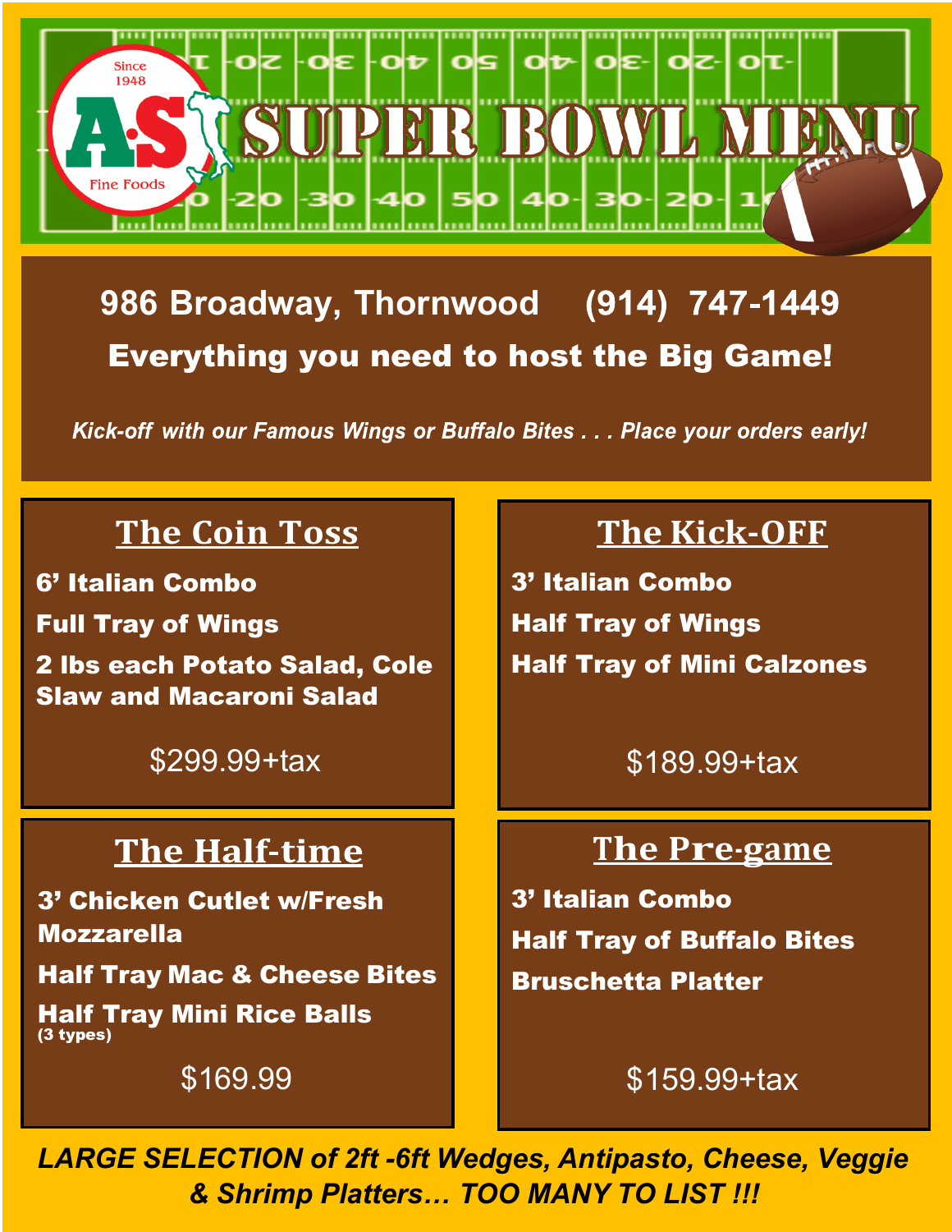Since 1948

A·S Fine Foods

# SUPER BOWL MENU

986 Broadway, Thornwood (914) 747-1449

**Everything you need to host the Big Game!**

*Kick-off with our Famous Wings or Buffalo Bites . . . Place your orders early!*

## The Coin Toss

**6' Italian Combo**

**Full Tray of Wings**

**2 lbs each Potato Salad, Cole Slaw and Macaroni Salad**

$299.99+tax

## The Kick-OFF

**3' Italian Combo**

**Half Tray of Wings**

**Half Tray of Mini Calzones**

$189.99+tax

## The Half-time

**3' Chicken Cutlet w/Fresh Mozzarella**

**Half Tray Mac & Cheese Bites**

**Half Tray Mini Rice Balls** (3 types)

$169.99

## The Pre-game

**3' Italian Combo**

**Half Tray of Buffalo Bites**

**Bruschetta Platter**

$159.99+tax

***LARGE SELECTION of 2ft -6ft Wedges, Antipasto, Cheese, Veggie & Shrimp Platters… TOO MANY TO LIST !!!***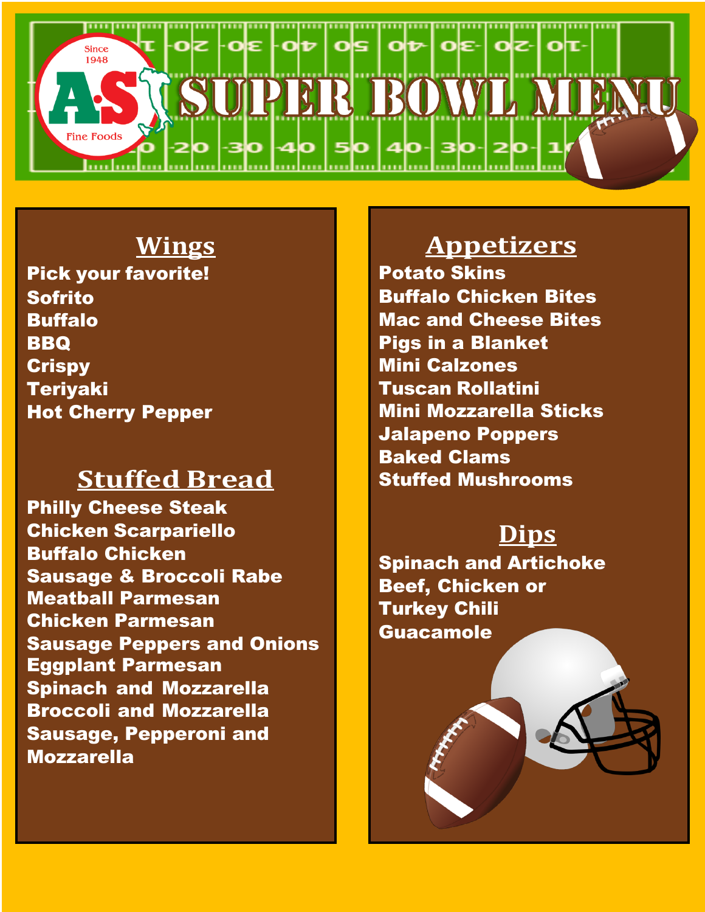Since 1948

A.S Fine Foods

# SUPER BOWL MENU

## Wings

Pick your favorite!
Sofrito
Buffalo
BBQ
Crispy
Teriyaki
Hot Cherry Pepper

## Stuffed Bread

Philly Cheese Steak
Chicken Scarpariello
Buffalo Chicken
Sausage & Broccoli Rabe
Meatball Parmesan
Chicken Parmesan
Sausage Peppers and Onions
Eggplant Parmesan
Spinach and Mozzarella
Broccoli and Mozzarella
Sausage, Pepperoni and Mozzarella

## Appetizers

Potato Skins
Buffalo Chicken Bites
Mac and Cheese Bites
Pigs in a Blanket
Mini Calzones
Tuscan Rollatini
Mini Mozzarella Sticks
Jalapeno Poppers
Baked Clams
Stuffed Mushrooms

## Dips

Spinach and Artichoke
Beef, Chicken or Turkey Chili
Guacamole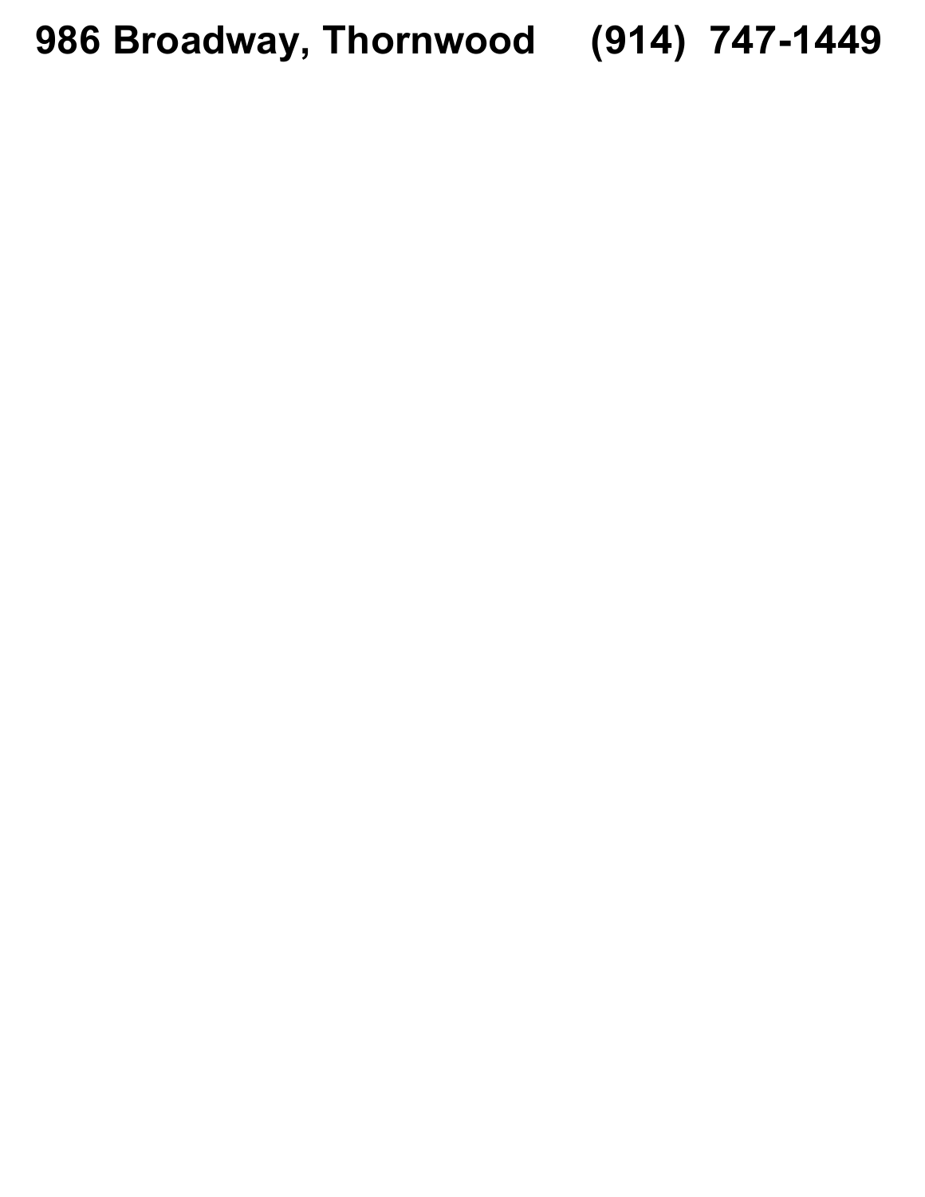**986 Broadway, Thornwood (914) 747-1449**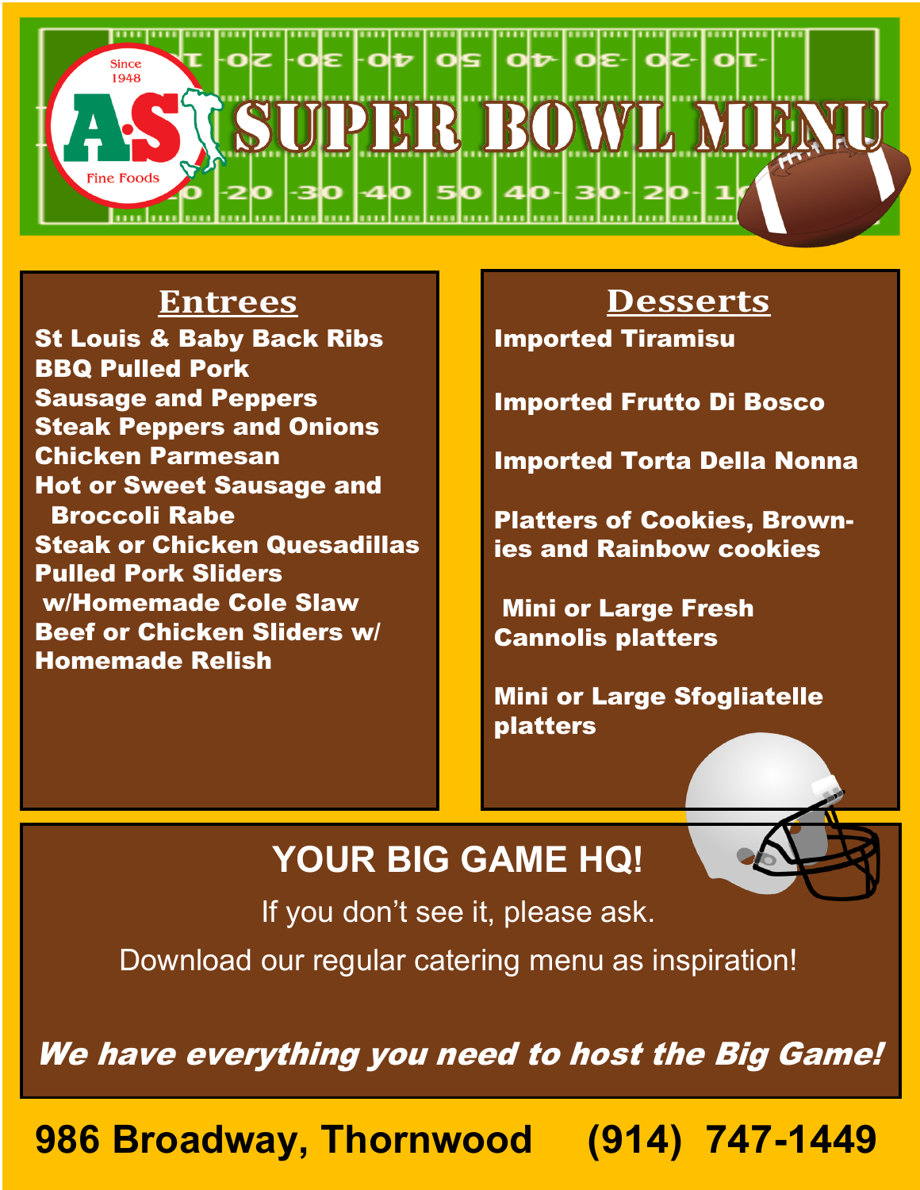Since 1948

A.S.

Fine Foods

# SUPER BOWL MENU

## Entrees

St Louis & Baby Back Ribs
BBQ Pulled Pork
Sausage and Peppers
Steak Peppers and Onions
Chicken Parmesan
Hot or Sweet Sausage and Broccoli Rabe
Steak or Chicken Quesadillas
Pulled Pork Sliders w/Homemade Cole Slaw
Beef or Chicken Sliders w/ Homemade Relish

## Desserts

Imported Tiramisu

Imported Frutto Di Bosco

Imported Torta Della Nonna

Platters of Cookies, Brownies and Rainbow cookies

Mini or Large Fresh Cannolis platters

Mini or Large Sfogliatelle platters

## YOUR BIG GAME HQ!

If you don't see it, please ask.

Download our regular catering menu as inspiration!

***We have everything you need to host the Big Game!***

**986 Broadway, Thornwood (914) 747-1449**